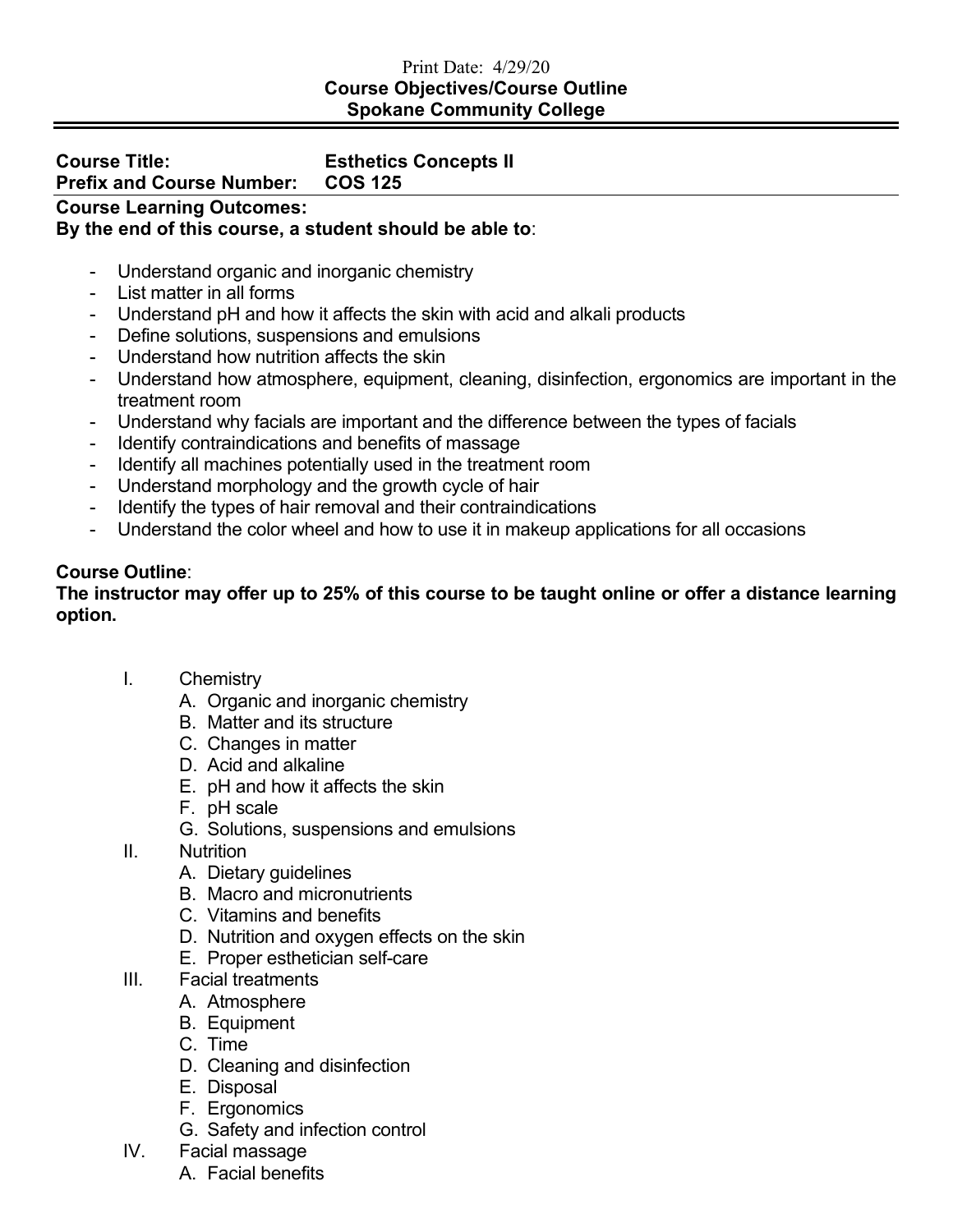Print Date: 4/29/20

**Course Objectives/Course Outline**
**Spokane Community College**

---

**Course Title:** **Esthetics Concepts II**
**Prefix and Course Number:** **COS 125**

**Course Learning Outcomes:**
**By the end of this course, a student should be able to**:

- Understand organic and inorganic chemistry
- List matter in all forms
- Understand pH and how it affects the skin with acid and alkali products
- Define solutions, suspensions and emulsions
- Understand how nutrition affects the skin
- Understand how atmosphere, equipment, cleaning, disinfection, ergonomics are important in the treatment room
- Understand why facials are important and the difference between the types of facials
- Identify contraindications and benefits of massage
- Identify all machines potentially used in the treatment room
- Understand morphology and the growth cycle of hair
- Identify the types of hair removal and their contraindications
- Understand the color wheel and how to use it in makeup applications for all occasions

**Course Outline**:
**The instructor may offer up to 25% of this course to be taught online or offer a distance learning option.**

I. Chemistry
   A. Organic and inorganic chemistry
   B. Matter and its structure
   C. Changes in matter
   D. Acid and alkaline
   E. pH and how it affects the skin
   F. pH scale
   G. Solutions, suspensions and emulsions

II. Nutrition
   A. Dietary guidelines
   B. Macro and micronutrients
   C. Vitamins and benefits
   D. Nutrition and oxygen effects on the skin
   E. Proper esthetician self-care

III. Facial treatments
   A. Atmosphere
   B. Equipment
   C. Time
   D. Cleaning and disinfection
   E. Disposal
   F. Ergonomics
   G. Safety and infection control

IV. Facial massage
   A. Facial benefits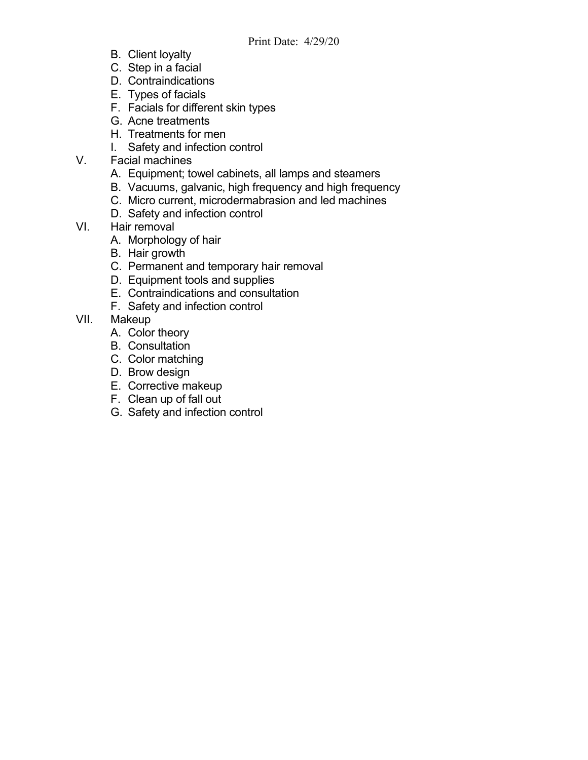- B. Client loyalty
- C. Step in a facial
- D. Contraindications
- E. Types of facials
- F. Facials for different skin types
- G. Acne treatments
- H. Treatments for men
- I. Safety and infection control

V. Facial machines
- A. Equipment; towel cabinets, all lamps and steamers
- B. Vacuums, galvanic, high frequency and high frequency
- C. Micro current, microdermabrasion and led machines
- D. Safety and infection control

VI. Hair removal
- A. Morphology of hair
- B. Hair growth
- C. Permanent and temporary hair removal
- D. Equipment tools and supplies
- E. Contraindications and consultation
- F. Safety and infection control

VII. Makeup
- A. Color theory
- B. Consultation
- C. Color matching
- D. Brow design
- E. Corrective makeup
- F. Clean up of fall out
- G. Safety and infection control